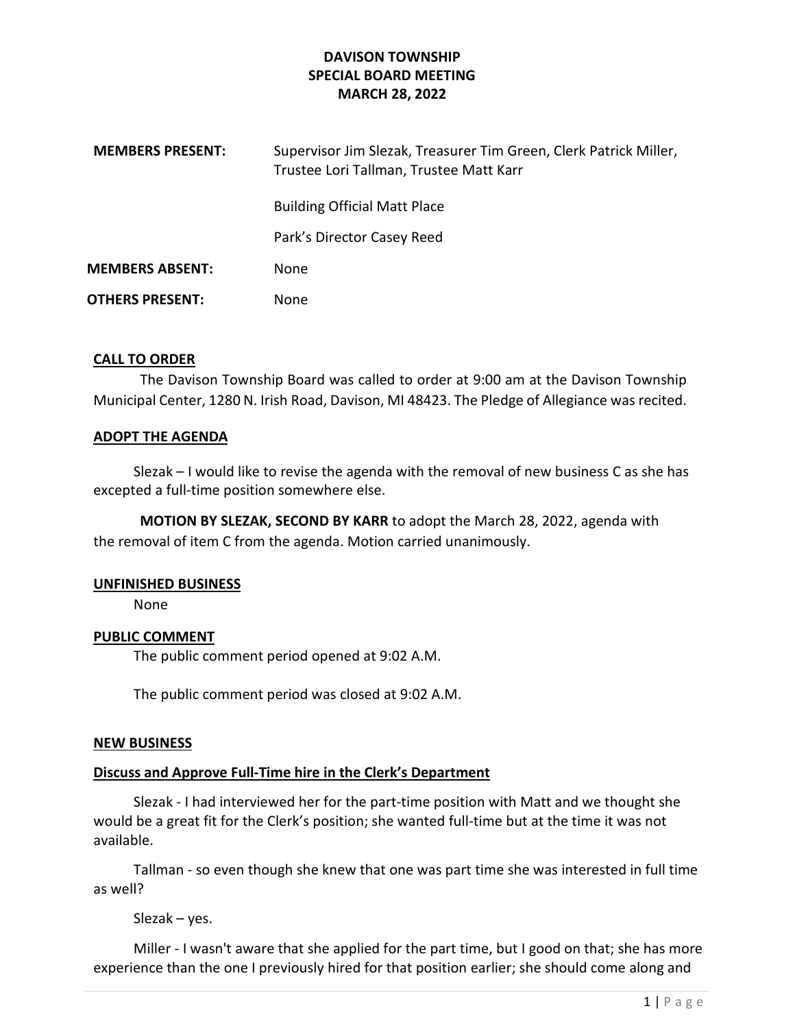# DAVISON TOWNSHIP
## SPECIAL BOARD MEETING
## MARCH 28, 2022

**MEMBERS PRESENT:** Supervisor Jim Slezak, Treasurer Tim Green, Clerk Patrick Miller, Trustee Lori Tallman, Trustee Matt Karr

Building Official Matt Place

Park's Director Casey Reed

**MEMBERS ABSENT:** None

**OTHERS PRESENT:** None

### CALL TO ORDER

The Davison Township Board was called to order at 9:00 am at the Davison Township Municipal Center, 1280 N. Irish Road, Davison, MI 48423. The Pledge of Allegiance was recited.

### ADOPT THE AGENDA

Slezak – I would like to revise the agenda with the removal of new business C as she has excepted a full-time position somewhere else.

**MOTION BY SLEZAK, SECOND BY KARR** to adopt the March 28, 2022, agenda with the removal of item C from the agenda. Motion carried unanimously.

### UNFINISHED BUSINESS

None

### PUBLIC COMMENT

The public comment period opened at 9:02 A.M.

The public comment period was closed at 9:02 A.M.

### NEW BUSINESS

### Discuss and Approve Full-Time hire in the Clerk's Department

Slezak - I had interviewed her for the part-time position with Matt and we thought she would be a great fit for the Clerk's position; she wanted full-time but at the time it was not available.

Tallman - so even though she knew that one was part time she was interested in full time as well?

Slezak – yes.

Miller - I wasn't aware that she applied for the part time, but I good on that; she has more experience than the one I previously hired for that position earlier; she should come along and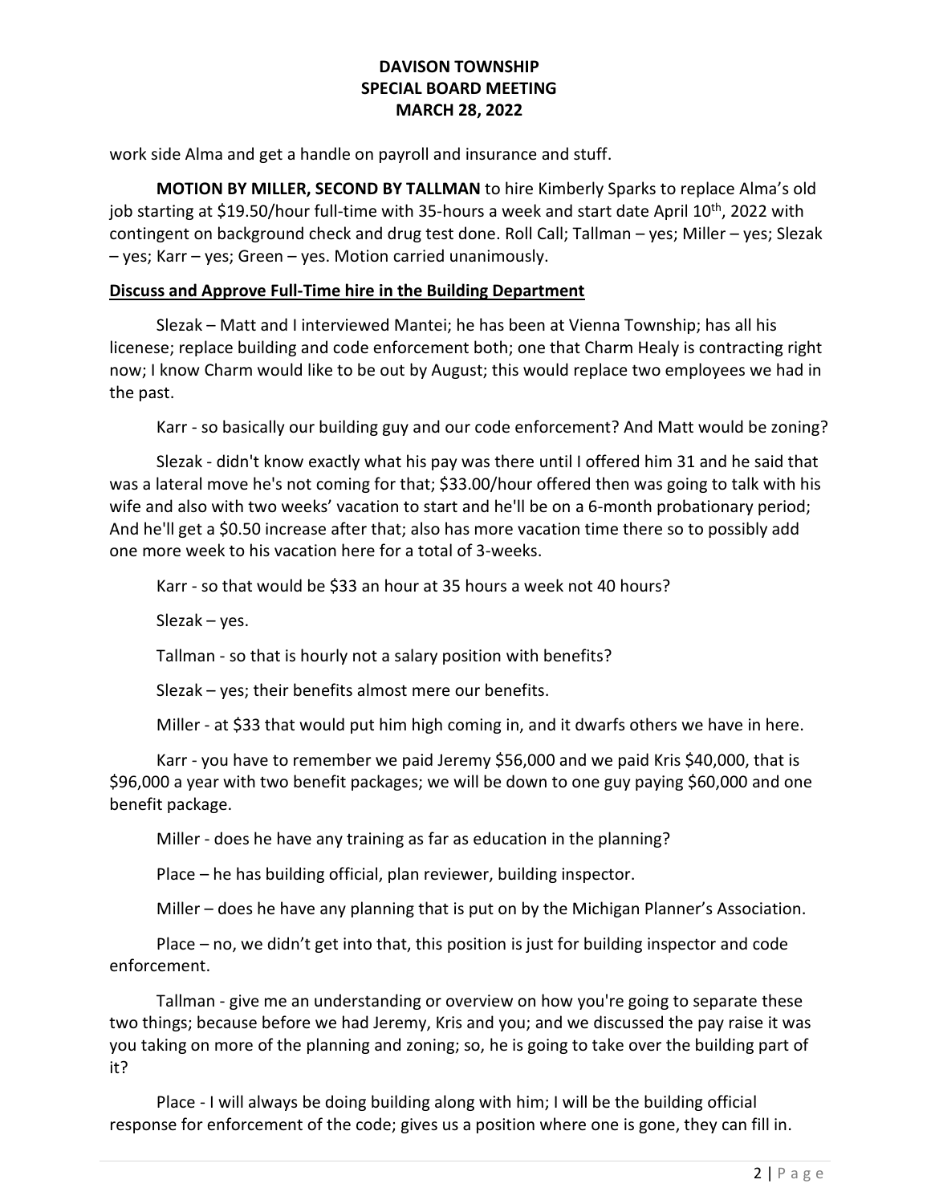work side Alma and get a handle on payroll and insurance and stuff.

**MOTION BY MILLER, SECOND BY TALLMAN** to hire Kimberly Sparks to replace Alma's old job starting at $19.50/hour full-time with 35-hours a week and start date April 10th, 2022 with contingent on background check and drug test done. Roll Call; Tallman – yes; Miller – yes; Slezak – yes; Karr – yes; Green – yes. Motion carried unanimously.

**Discuss and Approve Full-Time hire in the Building Department**

Slezak – Matt and I interviewed Mantei; he has been at Vienna Township; has all his licenese; replace building and code enforcement both; one that Charm Healy is contracting right now; I know Charm would like to be out by August; this would replace two employees we had in the past.

Karr - so basically our building guy and our code enforcement? And Matt would be zoning?

Slezak - didn't know exactly what his pay was there until I offered him 31 and he said that was a lateral move he's not coming for that; $33.00/hour offered then was going to talk with his wife and also with two weeks' vacation to start and he'll be on a 6-month probationary period; And he'll get a $0.50 increase after that; also has more vacation time there so to possibly add one more week to his vacation here for a total of 3-weeks.

Karr - so that would be $33 an hour at 35 hours a week not 40 hours?

Slezak – yes.

Tallman - so that is hourly not a salary position with benefits?

Slezak – yes; their benefits almost mere our benefits.

Miller - at $33 that would put him high coming in, and it dwarfs others we have in here.

Karr - you have to remember we paid Jeremy $56,000 and we paid Kris $40,000, that is $96,000 a year with two benefit packages; we will be down to one guy paying $60,000 and one benefit package.

Miller - does he have any training as far as education in the planning?

Place – he has building official, plan reviewer, building inspector.

Miller – does he have any planning that is put on by the Michigan Planner's Association.

Place – no, we didn't get into that, this position is just for building inspector and code enforcement.

Tallman - give me an understanding or overview on how you're going to separate these two things; because before we had Jeremy, Kris and you; and we discussed the pay raise it was you taking on more of the planning and zoning; so, he is going to take over the building part of it?

Place - I will always be doing building along with him; I will be the building official response for enforcement of the code; gives us a position where one is gone, they can fill in.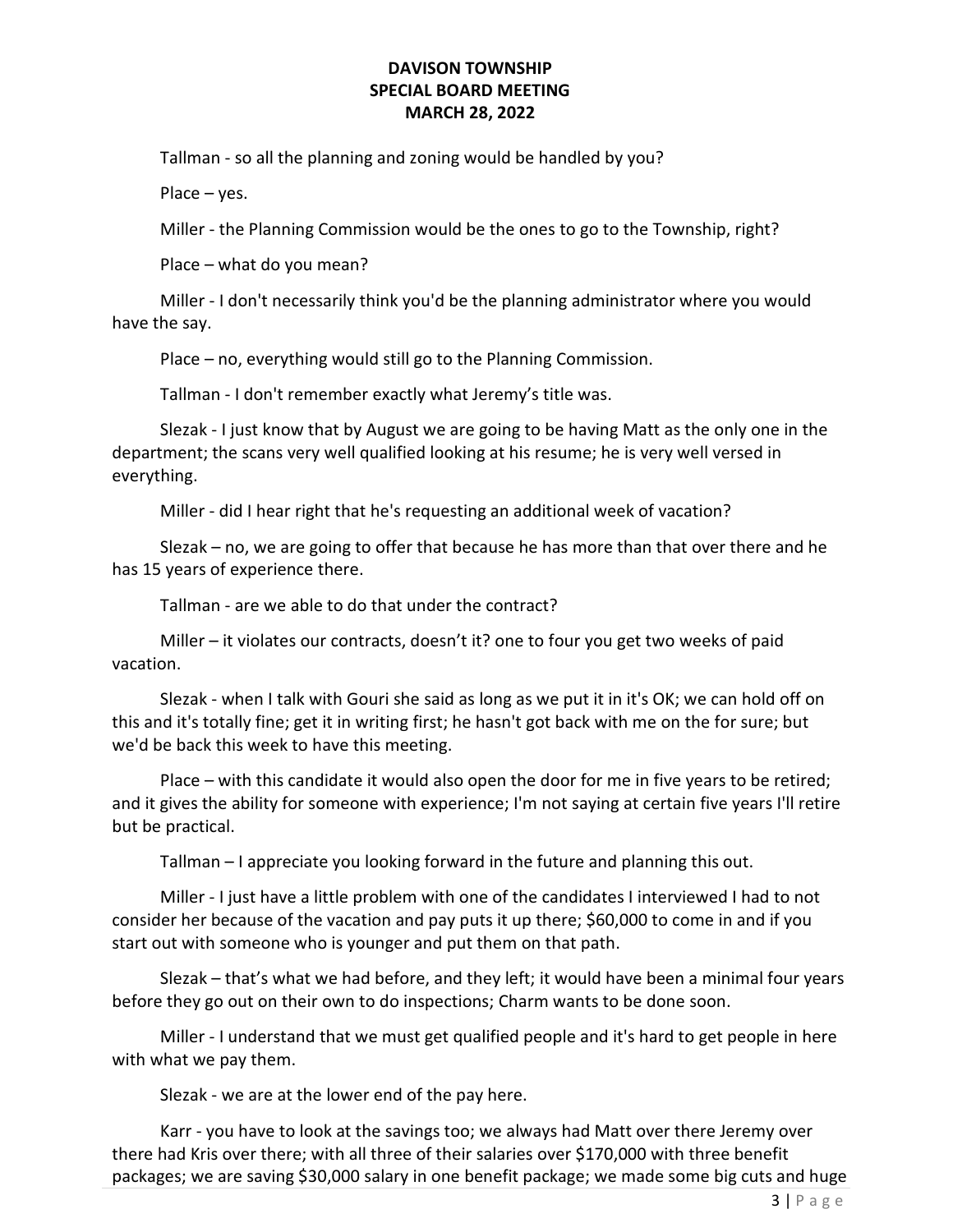Tallman - so all the planning and zoning would be handled by you?

Place – yes.

Miller - the Planning Commission would be the ones to go to the Township, right?

Place – what do you mean?

Miller - I don't necessarily think you'd be the planning administrator where you would have the say.

Place – no, everything would still go to the Planning Commission.

Tallman - I don't remember exactly what Jeremy's title was.

Slezak - I just know that by August we are going to be having Matt as the only one in the department; the scans very well qualified looking at his resume; he is very well versed in everything.

Miller - did I hear right that he's requesting an additional week of vacation?

Slezak – no, we are going to offer that because he has more than that over there and he has 15 years of experience there.

Tallman - are we able to do that under the contract?

Miller – it violates our contracts, doesn't it? one to four you get two weeks of paid vacation.

Slezak - when I talk with Gouri she said as long as we put it in it's OK; we can hold off on this and it's totally fine; get it in writing first; he hasn't got back with me on the for sure; but we'd be back this week to have this meeting.

Place – with this candidate it would also open the door for me in five years to be retired; and it gives the ability for someone with experience; I'm not saying at certain five years I'll retire but be practical.

Tallman – I appreciate you looking forward in the future and planning this out.

Miller - I just have a little problem with one of the candidates I interviewed I had to not consider her because of the vacation and pay puts it up there; $60,000 to come in and if you start out with someone who is younger and put them on that path.

Slezak – that's what we had before, and they left; it would have been a minimal four years before they go out on their own to do inspections; Charm wants to be done soon.

Miller - I understand that we must get qualified people and it's hard to get people in here with what we pay them.

Slezak - we are at the lower end of the pay here.

Karr - you have to look at the savings too; we always had Matt over there Jeremy over there had Kris over there; with all three of their salaries over $170,000 with three benefit packages; we are saving $30,000 salary in one benefit package; we made some big cuts and huge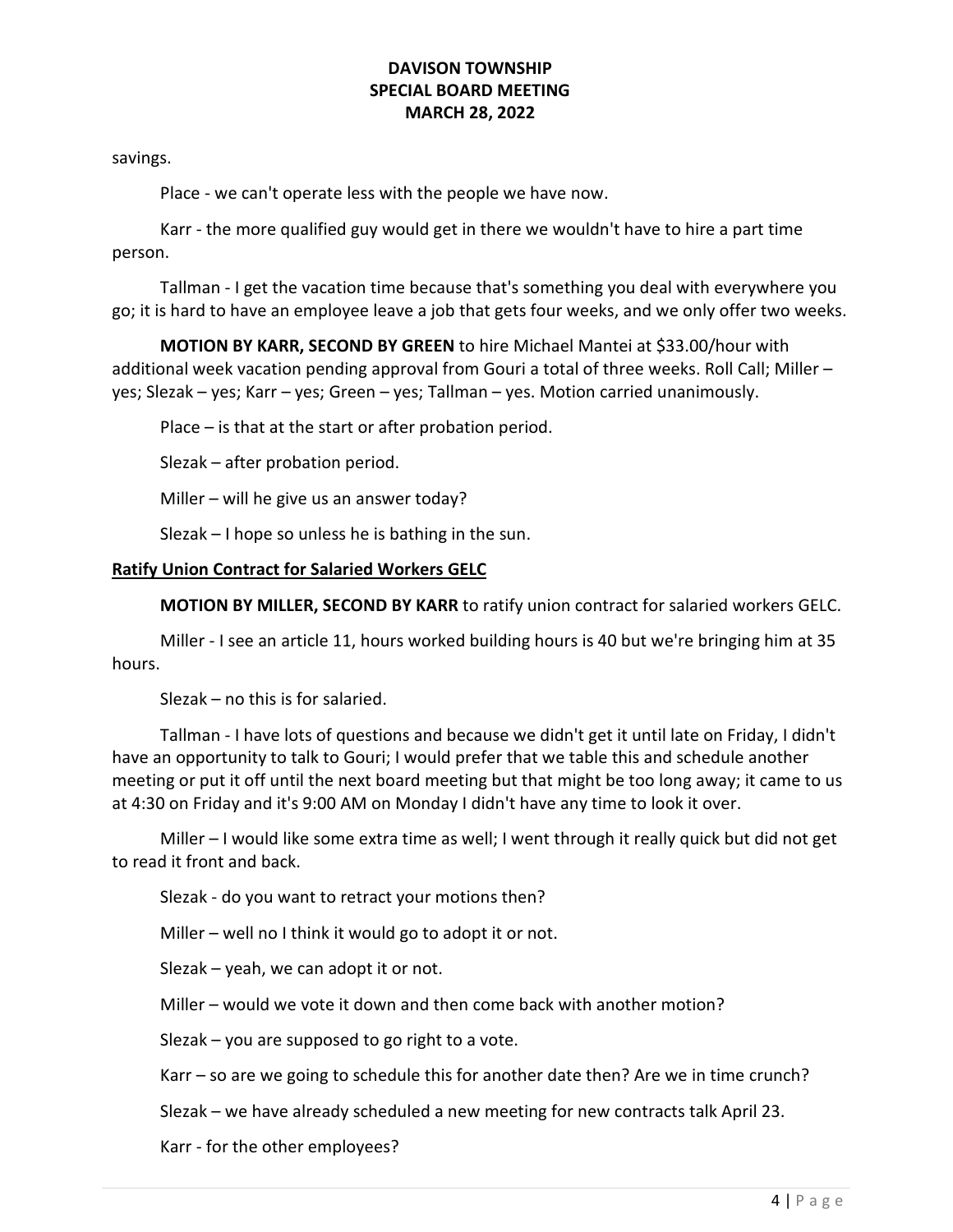savings.

Place - we can't operate less with the people we have now.

Karr - the more qualified guy would get in there we wouldn't have to hire a part time person.

Tallman - I get the vacation time because that's something you deal with everywhere you go; it is hard to have an employee leave a job that gets four weeks, and we only offer two weeks.

**MOTION BY KARR, SECOND BY GREEN** to hire Michael Mantei at $33.00/hour with additional week vacation pending approval from Gouri a total of three weeks. Roll Call; Miller – yes; Slezak – yes; Karr – yes; Green – yes; Tallman – yes. Motion carried unanimously.

Place – is that at the start or after probation period.

Slezak – after probation period.

Miller – will he give us an answer today?

Slezak – I hope so unless he is bathing in the sun.

**Ratify Union Contract for Salaried Workers GELC**

**MOTION BY MILLER, SECOND BY KARR** to ratify union contract for salaried workers GELC.

Miller - I see an article 11, hours worked building hours is 40 but we're bringing him at 35 hours.

Slezak – no this is for salaried.

Tallman - I have lots of questions and because we didn't get it until late on Friday, I didn't have an opportunity to talk to Gouri; I would prefer that we table this and schedule another meeting or put it off until the next board meeting but that might be too long away; it came to us at 4:30 on Friday and it's 9:00 AM on Monday I didn't have any time to look it over.

Miller – I would like some extra time as well; I went through it really quick but did not get to read it front and back.

Slezak - do you want to retract your motions then?

Miller – well no I think it would go to adopt it or not.

Slezak – yeah, we can adopt it or not.

Miller – would we vote it down and then come back with another motion?

Slezak – you are supposed to go right to a vote.

Karr – so are we going to schedule this for another date then? Are we in time crunch?

Slezak – we have already scheduled a new meeting for new contracts talk April 23.

Karr - for the other employees?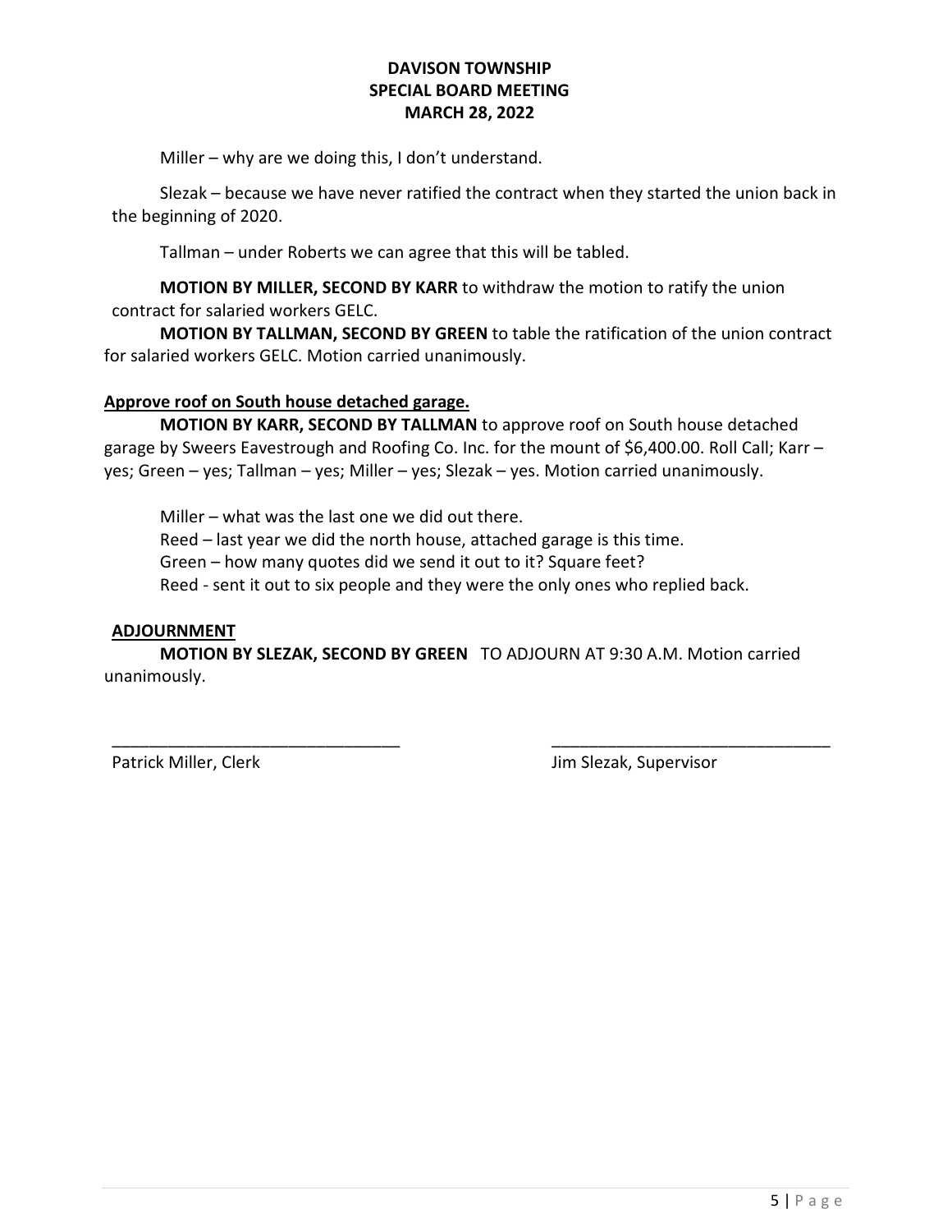Miller – why are we doing this, I don't understand.

Slezak – because we have never ratified the contract when they started the union back in the beginning of 2020.

Tallman – under Roberts we can agree that this will be tabled.

**MOTION BY MILLER, SECOND BY KARR** to withdraw the motion to ratify the union contract for salaried workers GELC.

**MOTION BY TALLMAN, SECOND BY GREEN** to table the ratification of the union contract for salaried workers GELC. Motion carried unanimously.

**Approve roof on South house detached garage.**

**MOTION BY KARR, SECOND BY TALLMAN** to approve roof on South house detached garage by Sweers Eavestrough and Roofing Co. Inc. for the mount of $6,400.00. Roll Call; Karr – yes; Green – yes; Tallman – yes; Miller – yes; Slezak – yes. Motion carried unanimously.

Miller – what was the last one we did out there.

Reed – last year we did the north house, attached garage is this time.

Green – how many quotes did we send it out to it? Square feet?

Reed - sent it out to six people and they were the only ones who replied back.

**ADJOURNMENT**

**MOTION BY SLEZAK, SECOND BY GREEN** TO ADJOURN AT 9:30 A.M. Motion carried unanimously.

_______________________________ _______________________________

Patrick Miller, Clerk Jim Slezak, Supervisor